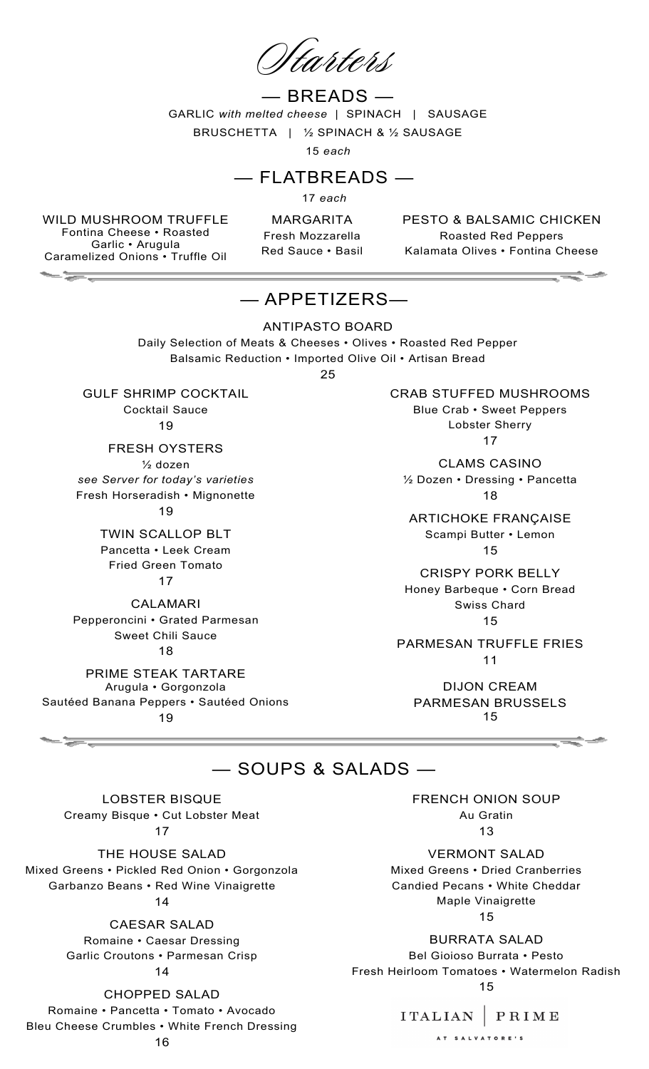# Starters

## — BREADS —

GARLIC *with melted cheese* | SPINACH | SAUSAGE

BRUSCHETTA | ½ SPINACH & ½ SAUSAGE

15 *each*

## — FLATBREADS —

17 *each*

**WILD MUSHROOM TRUFFLE**
Fontina Cheese • Roasted Garlic • Arugula
Caramelized Onions • Truffle Oil

**MARGARITA**
Fresh Mozzarella
Red Sauce • Basil

**PESTO & BALSAMIC CHICKEN**
Roasted Red Peppers
Kalamata Olives • Fontina Cheese

## — APPETIZERS—

**ANTIPASTO BOARD**
Daily Selection of Meats & Cheeses • Olives • Roasted Red Pepper
Balsamic Reduction • Imported Olive Oil • Artisan Bread
25

**GULF SHRIMP COCKTAIL**
Cocktail Sauce
19

**FRESH OYSTERS**
½ dozen
*see Server for today's varieties*
Fresh Horseradish • Mignonette
19

**TWIN SCALLOP BLT**
Pancetta • Leek Cream
Fried Green Tomato
17

**CALAMARI**
Pepperoncini • Grated Parmesan
Sweet Chili Sauce
18

**PRIME STEAK TARTARE**
Arugula • Gorgonzola
Sautéed Banana Peppers • Sautéed Onions
19

**CRAB STUFFED MUSHROOMS**
Blue Crab • Sweet Peppers
Lobster Sherry
17

**CLAMS CASINO**
½ Dozen • Dressing • Pancetta
18

**ARTICHOKE FRANÇAISE**
Scampi Butter • Lemon
15

**CRISPY PORK BELLY**
Honey Barbeque • Corn Bread
Swiss Chard
15

**PARMESAN TRUFFLE FRIES**
11

**DIJON CREAM PARMESAN BRUSSELS**
15

## — SOUPS & SALADS —

**LOBSTER BISQUE**
Creamy Bisque • Cut Lobster Meat
17

**THE HOUSE SALAD**
Mixed Greens • Pickled Red Onion • Gorgonzola
Garbanzo Beans • Red Wine Vinaigrette
14

**CAESAR SALAD**
Romaine • Caesar Dressing
Garlic Croutons • Parmesan Crisp
14

**CHOPPED SALAD**
Romaine • Pancetta • Tomato • Avocado
Bleu Cheese Crumbles • White French Dressing
16

**FRENCH ONION SOUP**
Au Gratin
13

**VERMONT SALAD**
Mixed Greens • Dried Cranberries
Candied Pecans • White Cheddar
Maple Vinaigrette
15

**BURRATA SALAD**
Bel Gioioso Burrata • Pesto
Fresh Heirloom Tomatoes • Watermelon Radish
15

ITALIAN | PRIME
AT SALVATORE'S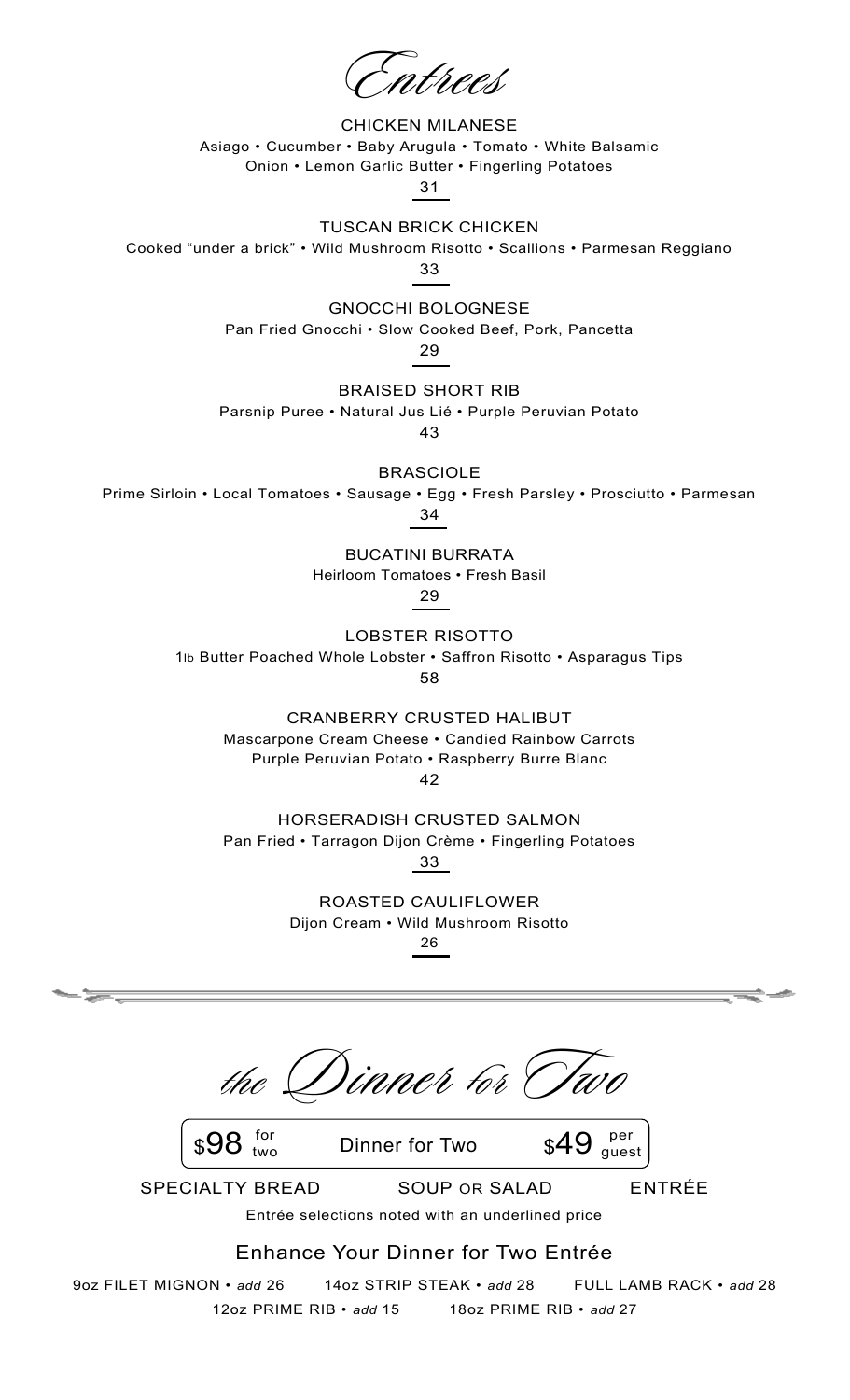# Entrees

**CHICKEN MILANESE**
Asiago • Cucumber • Baby Arugula • Tomato • White Balsamic Onion • Lemon Garlic Butter • Fingerling Potatoes
31

**TUSCAN BRICK CHICKEN**
Cooked "under a brick" • Wild Mushroom Risotto • Scallions • Parmesan Reggiano
33

**GNOCCHI BOLOGNESE**
Pan Fried Gnocchi • Slow Cooked Beef, Pork, Pancetta
29

**BRAISED SHORT RIB**
Parsnip Puree • Natural Jus Lié • Purple Peruvian Potato
43

**BRASCIOLE**
Prime Sirloin • Local Tomatoes • Sausage • Egg • Fresh Parsley • Prosciutto • Parmesan
34

**BUCATINI BURRATA**
Heirloom Tomatoes • Fresh Basil
29

**LOBSTER RISOTTO**
1lb Butter Poached Whole Lobster • Saffron Risotto • Asparagus Tips
58

**CRANBERRY CRUSTED HALIBUT**
Mascarpone Cream Cheese • Candied Rainbow Carrots Purple Peruvian Potato • Raspberry Burre Blanc
42

**HORSERADISH CRUSTED SALMON**
Pan Fried • Tarragon Dijon Crème • Fingerling Potatoes
33

**ROASTED CAULIFLOWER**
Dijon Cream • Wild Mushroom Risotto
26

---

# the Dinner for Two

$98 for two — Dinner for Two — $49 per guest

SPECIALTY BREAD — SOUP OR SALAD — ENTRÉE

Entrée selections noted with an underlined price

## Enhance Your Dinner for Two Entrée

9oz FILET MIGNON • *add* 26 — 14oz STRIP STEAK • *add* 28 — FULL LAMB RACK • *add* 28

12oz PRIME RIB • *add* 15 — 18oz PRIME RIB • *add* 27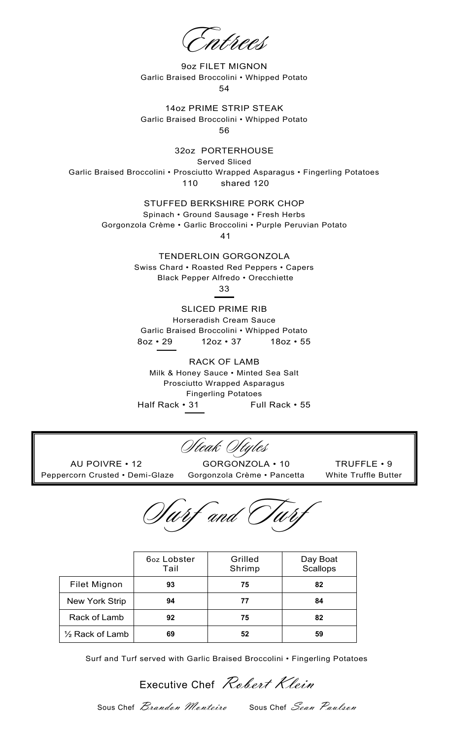# Entrees

9oz FILET MIGNON
Garlic Braised Broccolini • Whipped Potato
54

14oz PRIME STRIP STEAK
Garlic Braised Broccolini • Whipped Potato
56

32oz PORTERHOUSE
Served Sliced
Garlic Braised Broccolini • Prosciutto Wrapped Asparagus • Fingerling Potatoes
110 shared 120

STUFFED BERKSHIRE PORK CHOP
Spinach • Ground Sausage • Fresh Herbs
Gorgonzola Crème • Garlic Broccolini • Purple Peruvian Potato
41

TENDERLOIN GORGONZOLA
Swiss Chard • Roasted Red Peppers • Capers
Black Pepper Alfredo • Orecchiette
33

SLICED PRIME RIB
Horseradish Cream Sauce
Garlic Braised Broccolini • Whipped Potato
8oz • 29 12oz • 37 18oz • 55

RACK OF LAMB
Milk & Honey Sauce • Minted Sea Salt
Prosciutto Wrapped Asparagus
Fingerling Potatoes
Half Rack • 31 Full Rack • 55

## Steak Styles

AU POIVRE • 12
Peppercorn Crusted • Demi-Glaze

GORGONZOLA • 10
Gorgonzola Crème • Pancetta

TRUFFLE • 9
White Truffle Butter

## Surf and Turf

| | 6oz Lobster Tail | Grilled Shrimp | Day Boat Scallops |
|---|---|---|---|
| Filet Mignon | 93 | 75 | 82 |
| New York Strip | 94 | 77 | 84 |
| Rack of Lamb | 92 | 75 | 82 |
| ½ Rack of Lamb | 69 | 52 | 59 |

Surf and Turf served with Garlic Braised Broccolini • Fingerling Potatoes

Executive Chef *Robert Klein*

Sous Chef *Brandon Monteiro* Sous Chef *Sean Paulson*